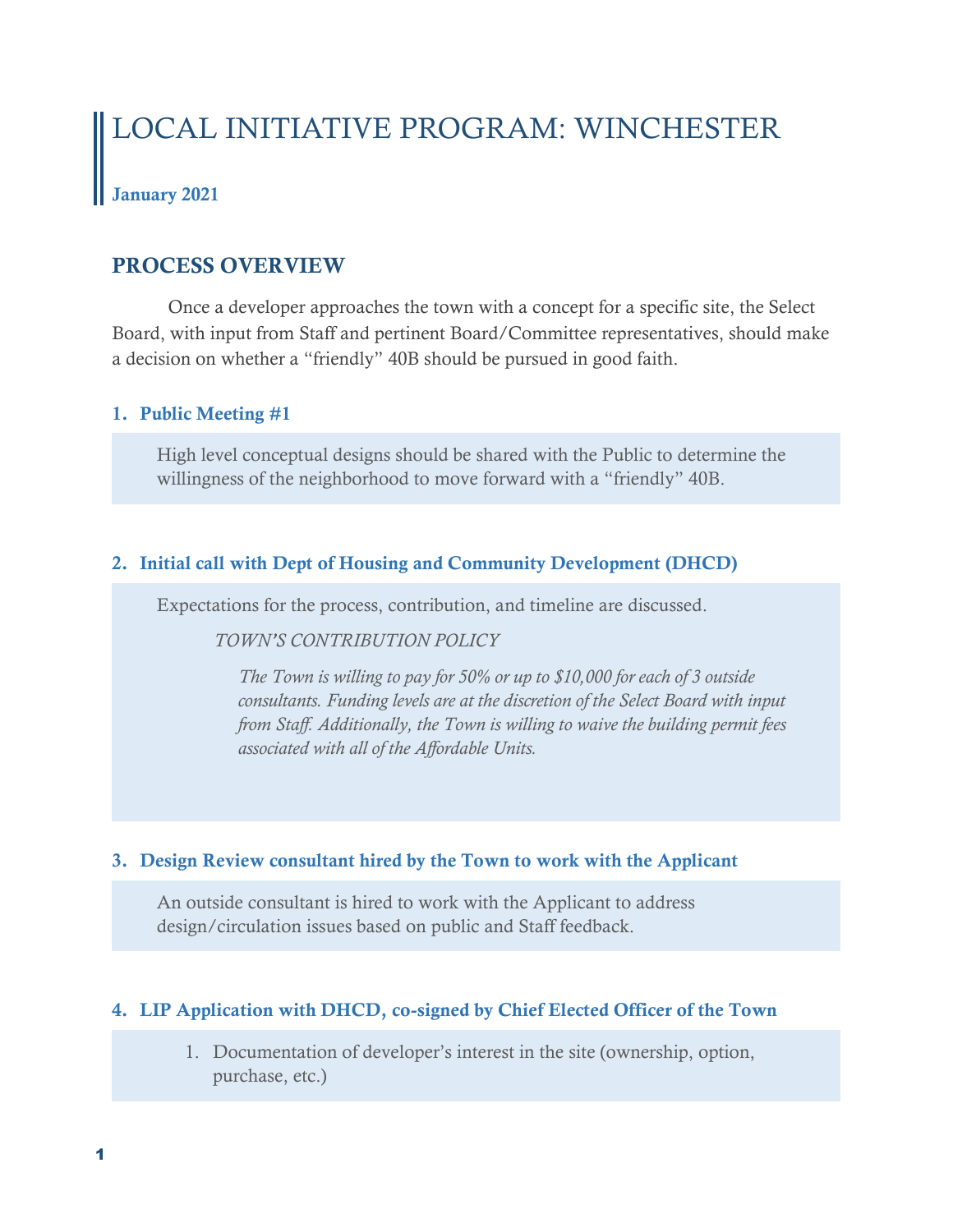# LOCAL INITIATIVE PROGRAM: WINCHESTER

**January 2021**

## PROCESS OVERVIEW

Once a developer approaches the town with a concept for a specific site, the Select Board, with input from Staff and pertinent Board/Committee representatives, should make a decision on whether a "friendly" 40B should be pursued in good faith.

### 1. Public Meeting #1

High level conceptual designs should be shared with the Public to determine the willingness of the neighborhood to move forward with a "friendly" 40B.

### 2. Initial call with Dept of Housing and Community Development (DHCD)

Expectations for the process, contribution, and timeline are discussed.

*TOWN'S CONTRIBUTION POLICY*

*The Town is willing to pay for 50% or up to $10,000 for each of 3 outside consultants. Funding levels are at the discretion of the Select Board with input from Staff. Additionally, the Town is willing to waive the building permit fees associated with all of the Affordable Units.*

### 3. Design Review consultant hired by the Town to work with the Applicant

An outside consultant is hired to work with the Applicant to address design/circulation issues based on public and Staff feedback.

### 4. LIP Application with DHCD, co-signed by Chief Elected Officer of the Town

1. Documentation of developer's interest in the site (ownership, option, purchase, etc.)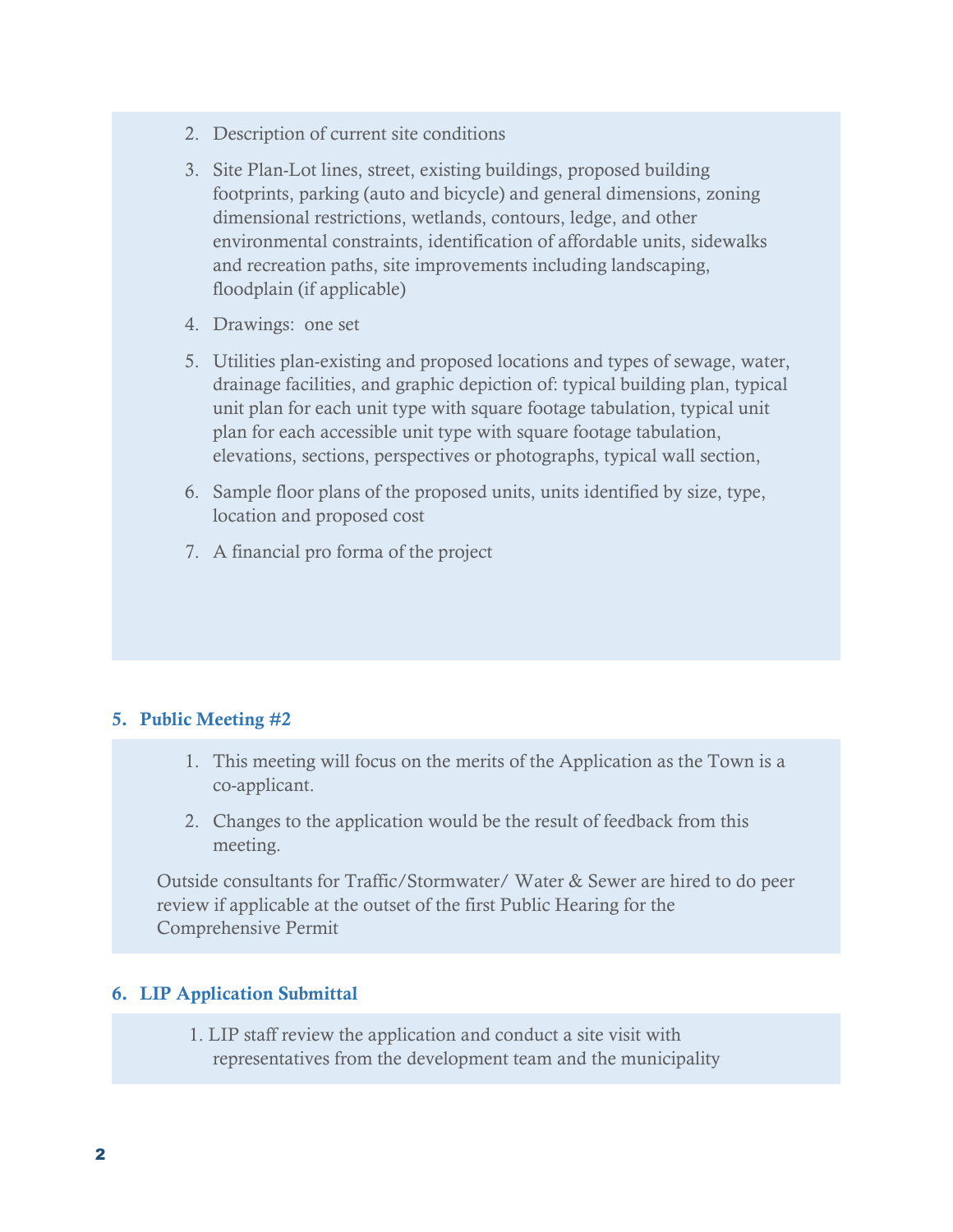2. Description of current site conditions
3. Site Plan-Lot lines, street, existing buildings, proposed building footprints, parking (auto and bicycle) and general dimensions, zoning dimensional restrictions, wetlands, contours, ledge, and other environmental constraints, identification of affordable units, sidewalks and recreation paths, site improvements including landscaping, floodplain (if applicable)
4. Drawings: one set
5. Utilities plan-existing and proposed locations and types of sewage, water, drainage facilities, and graphic depiction of: typical building plan, typical unit plan for each unit type with square footage tabulation, typical unit plan for each accessible unit type with square footage tabulation, elevations, sections, perspectives or photographs, typical wall section,
6. Sample floor plans of the proposed units, units identified by size, type, location and proposed cost
7. A financial pro forma of the project

### 5. Public Meeting #2

1. This meeting will focus on the merits of the Application as the Town is a co-applicant.
2. Changes to the application would be the result of feedback from this meeting.

Outside consultants for Traffic/Stormwater/ Water & Sewer are hired to do peer review if applicable at the outset of the first Public Hearing for the Comprehensive Permit

### 6. LIP Application Submittal

1. LIP staff review the application and conduct a site visit with representatives from the development team and the municipality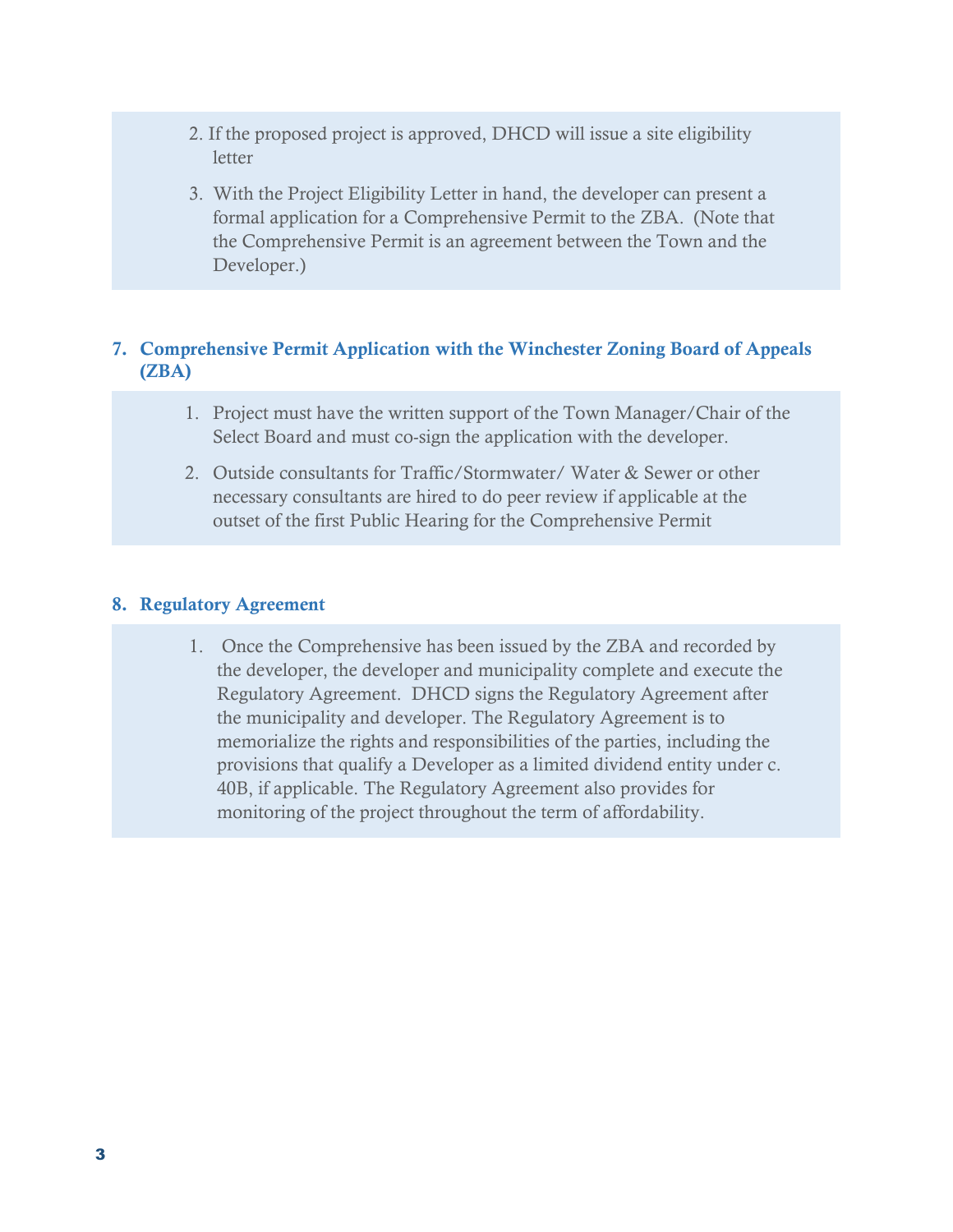2. If the proposed project is approved, DHCD will issue a site eligibility letter

3. With the Project Eligibility Letter in hand, the developer can present a formal application for a Comprehensive Permit to the ZBA. (Note that the Comprehensive Permit is an agreement between the Town and the Developer.)

## 7. Comprehensive Permit Application with the Winchester Zoning Board of Appeals (ZBA)

1. Project must have the written support of the Town Manager/Chair of the Select Board and must co-sign the application with the developer.

2. Outside consultants for Traffic/Stormwater/ Water & Sewer or other necessary consultants are hired to do peer review if applicable at the outset of the first Public Hearing for the Comprehensive Permit

## 8. Regulatory Agreement

1. Once the Comprehensive has been issued by the ZBA and recorded by the developer, the developer and municipality complete and execute the Regulatory Agreement. DHCD signs the Regulatory Agreement after the municipality and developer. The Regulatory Agreement is to memorialize the rights and responsibilities of the parties, including the provisions that qualify a Developer as a limited dividend entity under c. 40B, if applicable. The Regulatory Agreement also provides for monitoring of the project throughout the term of affordability.